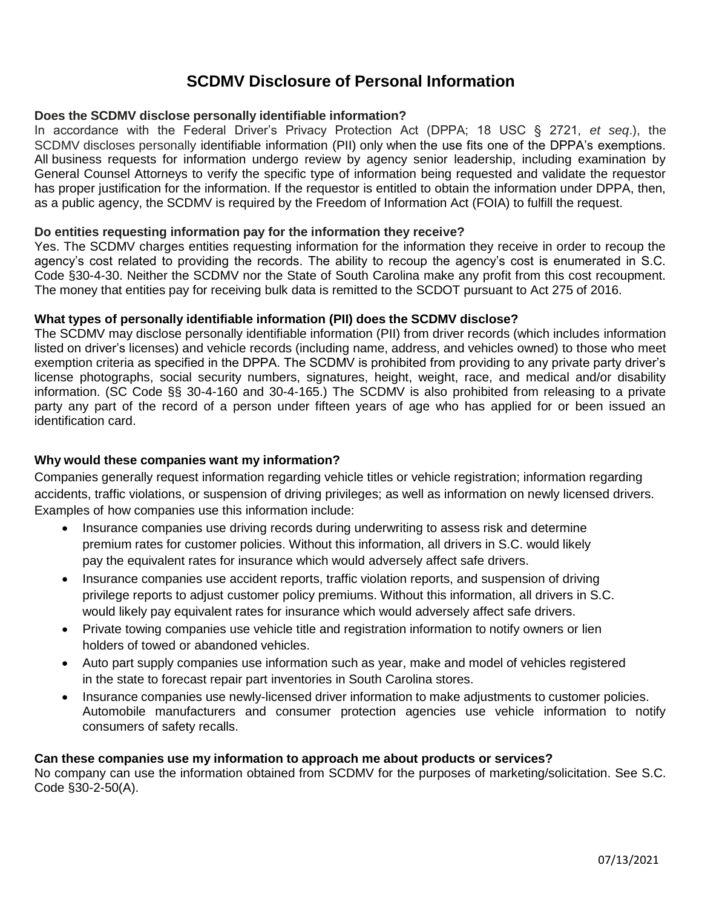# SCDMV Disclosure of Personal Information

**Does the SCDMV disclose personally identifiable information?**

In accordance with the Federal Driver's Privacy Protection Act (DPPA; 18 USC § 2721, *et seq*.), the SCDMV discloses personally identifiable information (PII) only when the use fits one of the DPPA's exemptions. All business requests for information undergo review by agency senior leadership, including examination by General Counsel Attorneys to verify the specific type of information being requested and validate the requestor has proper justification for the information. If the requestor is entitled to obtain the information under DPPA, then, as a public agency, the SCDMV is required by the Freedom of Information Act (FOIA) to fulfill the request.

**Do entities requesting information pay for the information they receive?**

Yes. The SCDMV charges entities requesting information for the information they receive in order to recoup the agency's cost related to providing the records. The ability to recoup the agency's cost is enumerated in S.C. Code §30-4-30. Neither the SCDMV nor the State of South Carolina make any profit from this cost recoupment. The money that entities pay for receiving bulk data is remitted to the SCDOT pursuant to Act 275 of 2016.

**What types of personally identifiable information (PII) does the SCDMV disclose?**

The SCDMV may disclose personally identifiable information (PII) from driver records (which includes information listed on driver's licenses) and vehicle records (including name, address, and vehicles owned) to those who meet exemption criteria as specified in the DPPA. The SCDMV is prohibited from providing to any private party driver's license photographs, social security numbers, signatures, height, weight, race, and medical and/or disability information. (SC Code §§ 30-4-160 and 30-4-165.) The SCDMV is also prohibited from releasing to a private party any part of the record of a person under fifteen years of age who has applied for or been issued an identification card.

**Why would these companies want my information?**

Companies generally request information regarding vehicle titles or vehicle registration; information regarding accidents, traffic violations, or suspension of driving privileges; as well as information on newly licensed drivers. Examples of how companies use this information include:

- Insurance companies use driving records during underwriting to assess risk and determine premium rates for customer policies. Without this information, all drivers in S.C. would likely pay the equivalent rates for insurance which would adversely affect safe drivers.
- Insurance companies use accident reports, traffic violation reports, and suspension of driving privilege reports to adjust customer policy premiums. Without this information, all drivers in S.C. would likely pay equivalent rates for insurance which would adversely affect safe drivers.
- Private towing companies use vehicle title and registration information to notify owners or lien holders of towed or abandoned vehicles.
- Auto part supply companies use information such as year, make and model of vehicles registered in the state to forecast repair part inventories in South Carolina stores.
- Insurance companies use newly-licensed driver information to make adjustments to customer policies. Automobile manufacturers and consumer protection agencies use vehicle information to notify consumers of safety recalls.

**Can these companies use my information to approach me about products or services?**

No company can use the information obtained from SCDMV for the purposes of marketing/solicitation. See S.C. Code §30-2-50(A).

07/13/2021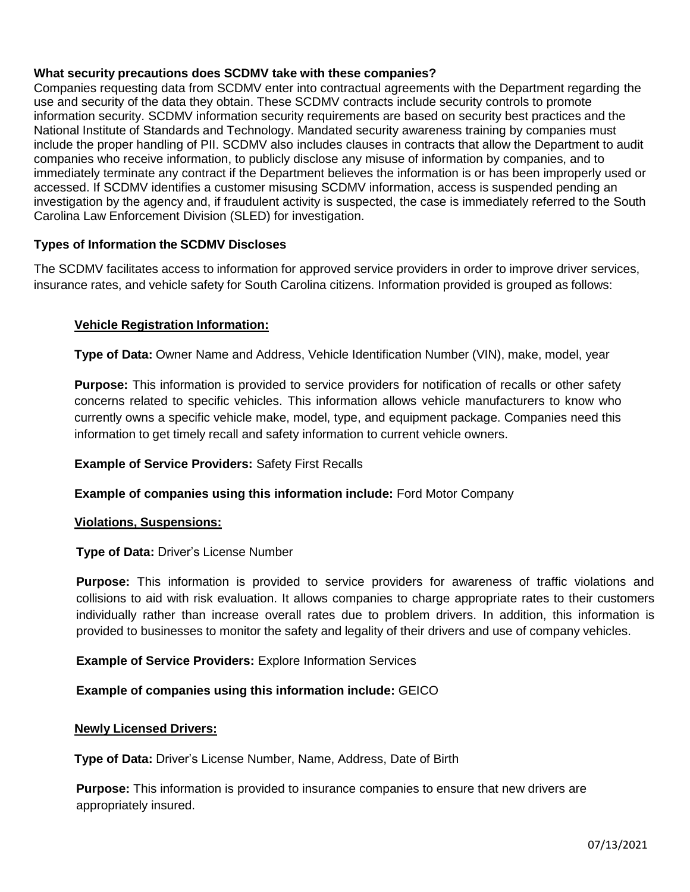**What security precautions does SCDMV take with these companies?**

Companies requesting data from SCDMV enter into contractual agreements with the Department regarding the use and security of the data they obtain. These SCDMV contracts include security controls to promote information security. SCDMV information security requirements are based on security best practices and the National Institute of Standards and Technology. Mandated security awareness training by companies must include the proper handling of PII. SCDMV also includes clauses in contracts that allow the Department to audit companies who receive information, to publicly disclose any misuse of information by companies, and to immediately terminate any contract if the Department believes the information is or has been improperly used or accessed. If SCDMV identifies a customer misusing SCDMV information, access is suspended pending an investigation by the agency and, if fraudulent activity is suspected, the case is immediately referred to the South Carolina Law Enforcement Division (SLED) for investigation.

**Types of Information the SCDMV Discloses**

The SCDMV facilitates access to information for approved service providers in order to improve driver services, insurance rates, and vehicle safety for South Carolina citizens. Information provided is grouped as follows:

**Vehicle Registration Information:**

**Type of Data:** Owner Name and Address, Vehicle Identification Number (VIN), make, model, year

**Purpose:** This information is provided to service providers for notification of recalls or other safety concerns related to specific vehicles. This information allows vehicle manufacturers to know who currently owns a specific vehicle make, model, type, and equipment package. Companies need this information to get timely recall and safety information to current vehicle owners.

**Example of Service Providers:** Safety First Recalls

**Example of companies using this information include:** Ford Motor Company

**Violations, Suspensions:**

**Type of Data:** Driver's License Number

**Purpose:** This information is provided to service providers for awareness of traffic violations and collisions to aid with risk evaluation. It allows companies to charge appropriate rates to their customers individually rather than increase overall rates due to problem drivers. In addition, this information is provided to businesses to monitor the safety and legality of their drivers and use of company vehicles.

**Example of Service Providers:** Explore Information Services

**Example of companies using this information include:** GEICO

**Newly Licensed Drivers:**

**Type of Data:** Driver's License Number, Name, Address, Date of Birth

**Purpose:** This information is provided to insurance companies to ensure that new drivers are appropriately insured.

07/13/2021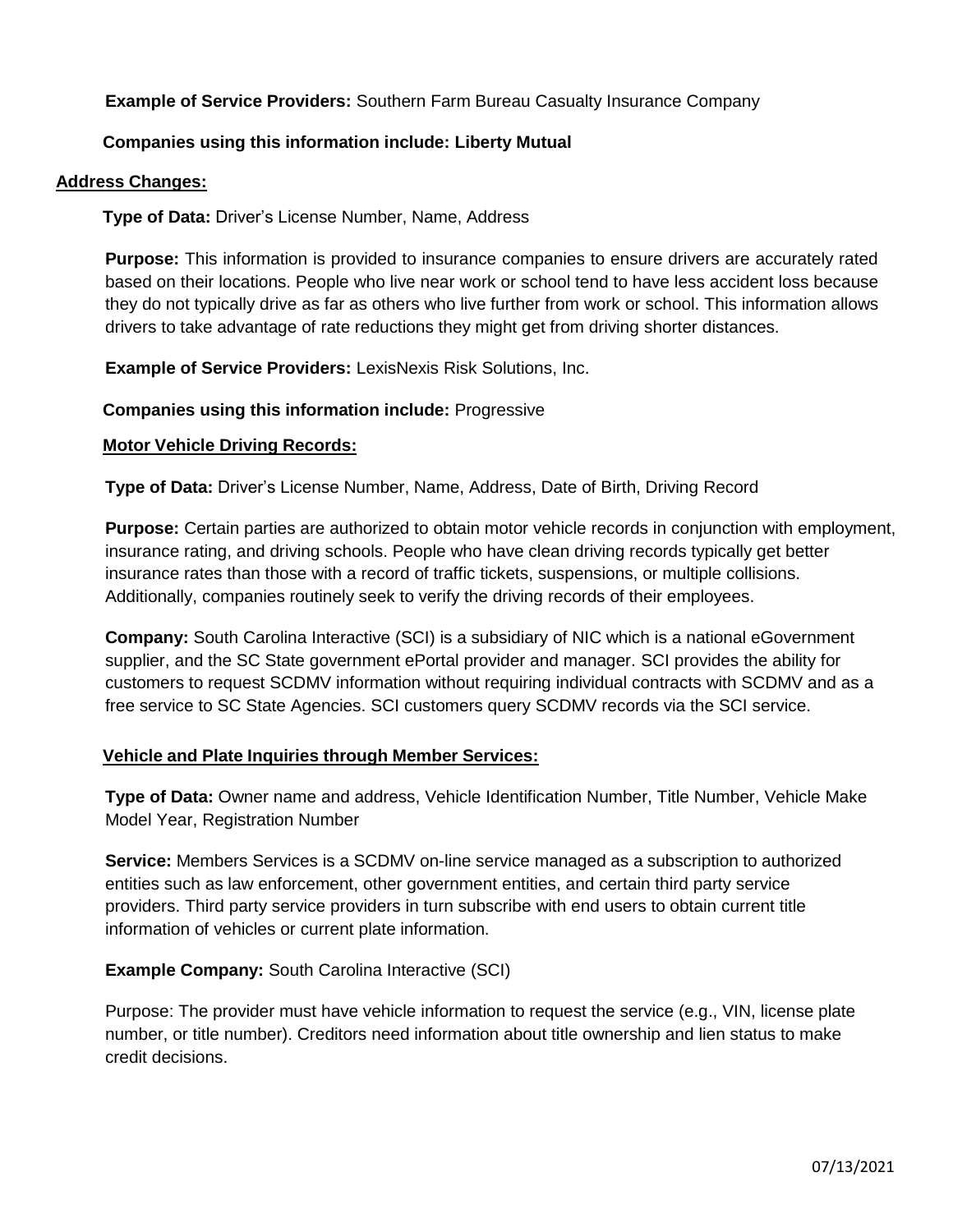**Example of Service Providers:** Southern Farm Bureau Casualty Insurance Company

**Companies using this information include: Liberty Mutual**

**Address Changes:**

**Type of Data:** Driver's License Number, Name, Address

**Purpose:** This information is provided to insurance companies to ensure drivers are accurately rated based on their locations. People who live near work or school tend to have less accident loss because they do not typically drive as far as others who live further from work or school. This information allows drivers to take advantage of rate reductions they might get from driving shorter distances.

**Example of Service Providers:** LexisNexis Risk Solutions, Inc.

**Companies using this information include:** Progressive

**Motor Vehicle Driving Records:**

**Type of Data:** Driver's License Number, Name, Address, Date of Birth, Driving Record

**Purpose:** Certain parties are authorized to obtain motor vehicle records in conjunction with employment, insurance rating, and driving schools. People who have clean driving records typically get better insurance rates than those with a record of traffic tickets, suspensions, or multiple collisions. Additionally, companies routinely seek to verify the driving records of their employees.

**Company:** South Carolina Interactive (SCI) is a subsidiary of NIC which is a national eGovernment supplier, and the SC State government ePortal provider and manager. SCI provides the ability for customers to request SCDMV information without requiring individual contracts with SCDMV and as a free service to SC State Agencies. SCI customers query SCDMV records via the SCI service.

**Vehicle and Plate Inquiries through Member Services:**

**Type of Data:** Owner name and address, Vehicle Identification Number, Title Number, Vehicle Make Model Year, Registration Number

**Service:** Members Services is a SCDMV on-line service managed as a subscription to authorized entities such as law enforcement, other government entities, and certain third party service providers. Third party service providers in turn subscribe with end users to obtain current title information of vehicles or current plate information.

**Example Company:** South Carolina Interactive (SCI)

Purpose: The provider must have vehicle information to request the service (e.g., VIN, license plate number, or title number). Creditors need information about title ownership and lien status to make credit decisions.

07/13/2021